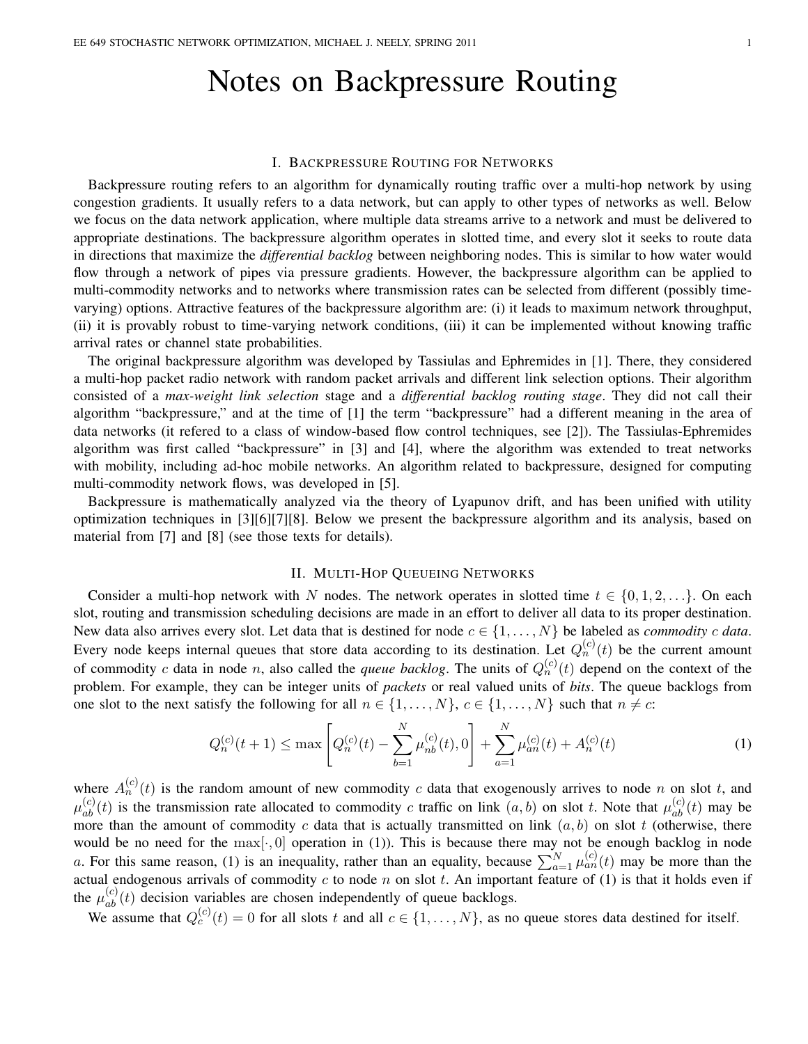# Notes on Backpressure Routing

## I. Backpressure Routing for Networks

Backpressure routing refers to an algorithm for dynamically routing traffic over a multi-hop network by using congestion gradients. It usually refers to a data network, but can apply to other types of networks as well. Below we focus on the data network application, where multiple data streams arrive to a network and must be delivered to appropriate destinations. The backpressure algorithm operates in slotted time, and every slot it seeks to route data in directions that maximize the *differential backlog* between neighboring nodes. This is similar to how water would flow through a network of pipes via pressure gradients. However, the backpressure algorithm can be applied to multi-commodity networks and to networks where transmission rates can be selected from different (possibly time-varying) options. Attractive features of the backpressure algorithm are: (i) it leads to maximum network throughput, (ii) it is provably robust to time-varying network conditions, (iii) it can be implemented without knowing traffic arrival rates or channel state probabilities.

The original backpressure algorithm was developed by Tassiulas and Ephremides in [1]. There, they considered a multi-hop packet radio network with random packet arrivals and different link selection options. Their algorithm consisted of a *max-weight link selection* stage and a *differential backlog routing stage*. They did not call their algorithm "backpressure," and at the time of [1] the term "backpressure" had a different meaning in the area of data networks (it refered to a class of window-based flow control techniques, see [2]). The Tassiulas-Ephremides algorithm was first called "backpressure" in [3] and [4], where the algorithm was extended to treat networks with mobility, including ad-hoc mobile networks. An algorithm related to backpressure, designed for computing multi-commodity network flows, was developed in [5].

Backpressure is mathematically analyzed via the theory of Lyapunov drift, and has been unified with utility optimization techniques in [3][6][7][8]. Below we present the backpressure algorithm and its analysis, based on material from [7] and [8] (see those texts for details).

## II. Multi-Hop Queueing Networks

Consider a multi-hop network with $N$ nodes. The network operates in slotted time $t \in \{0, 1, 2, \ldots\}$. On each slot, routing and transmission scheduling decisions are made in an effort to deliver all data to its proper destination. New data also arrives every slot. Let data that is destined for node $c \in \{1, \ldots, N\}$ be labeled as *commodity c data*. Every node keeps internal queues that store data according to its destination. Let $Q_n^{(c)}(t)$ be the current amount of commodity $c$ data in node $n$, also called the *queue backlog*. The units of $Q_n^{(c)}(t)$ depend on the context of the problem. For example, they can be integer units of *packets* or real valued units of *bits*. The queue backlogs from one slot to the next satisfy the following for all $n \in \{1, \ldots, N\}$, $c \in \{1, \ldots, N\}$ such that $n \neq c$:

$$Q_n^{(c)}(t+1) \leq \max\left[Q_n^{(c)}(t) - \sum_{b=1}^{N} \mu_{nb}^{(c)}(t), 0\right] + \sum_{a=1}^{N} \mu_{an}^{(c)}(t) + A_n^{(c)}(t) \tag{1}$$

where $A_n^{(c)}(t)$ is the random amount of new commodity $c$ data that exogenously arrives to node $n$ on slot $t$, and $\mu_{ab}^{(c)}(t)$ is the transmission rate allocated to commodity $c$ traffic on link $(a, b)$ on slot $t$. Note that $\mu_{ab}^{(c)}(t)$ may be more than the amount of commodity $c$ data that is actually transmitted on link $(a, b)$ on slot $t$ (otherwise, there would be no need for the $\max[\cdot, 0]$ operation in (1)). This is because there may not be enough backlog in node $a$. For this same reason, (1) is an inequality, rather than an equality, because $\sum_{a=1}^{N} \mu_{an}^{(c)}(t)$ may be more than the actual endogenous arrivals of commodity $c$ to node $n$ on slot $t$. An important feature of (1) is that it holds even if the $\mu_{ab}^{(c)}(t)$ decision variables are chosen independently of queue backlogs.

We assume that $Q_c^{(c)}(t) = 0$ for all slots $t$ and all $c \in \{1, \ldots, N\}$, as no queue stores data destined for itself.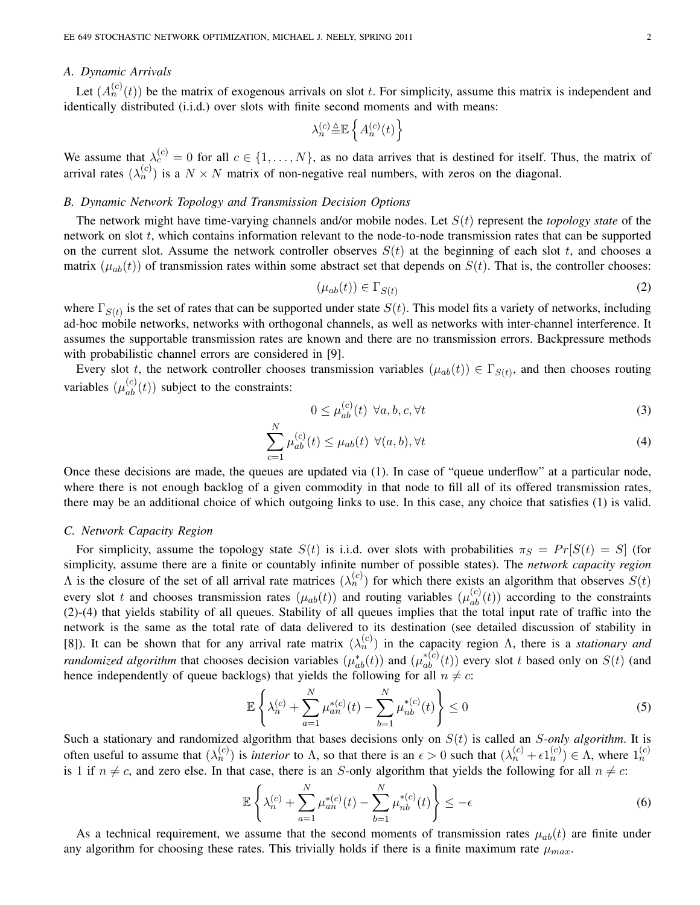### A. Dynamic Arrivals

Let $(A_n^{(c)}(t))$ be the matrix of exogenous arrivals on slot $t$. For simplicity, assume this matrix is independent and identically distributed (i.i.d.) over slots with finite second moments and with means:

$$\lambda_n^{(c)} \triangleq \mathbb{E}\left\{A_n^{(c)}(t)\right\}$$

We assume that $\lambda_c^{(c)} = 0$ for all $c \in \{1, \ldots, N\}$, as no data arrives that is destined for itself. Thus, the matrix of arrival rates $(\lambda_n^{(c)})$ is a $N \times N$ matrix of non-negative real numbers, with zeros on the diagonal.

### B. Dynamic Network Topology and Transmission Decision Options

The network might have time-varying channels and/or mobile nodes. Let $S(t)$ represent the *topology state* of the network on slot $t$, which contains information relevant to the node-to-node transmission rates that can be supported on the current slot. Assume the network controller observes $S(t)$ at the beginning of each slot $t$, and chooses a matrix $(\mu_{ab}(t))$ of transmission rates within some abstract set that depends on $S(t)$. That is, the controller chooses:

$$(\mu_{ab}(t)) \in \Gamma_{S(t)} \tag{2}$$

where $\Gamma_{S(t)}$ is the set of rates that can be supported under state $S(t)$. This model fits a variety of networks, including ad-hoc mobile networks, networks with orthogonal channels, as well as networks with inter-channel interference. It assumes the supportable transmission rates are known and there are no transmission errors. Backpressure methods with probabilistic channel errors are considered in [9].

Every slot $t$, the network controller chooses transmission variables $(\mu_{ab}(t)) \in \Gamma_{S(t)}$, and then chooses routing variables $(\mu_{ab}^{(c)}(t))$ subject to the constraints:

$$0 \leq \mu_{ab}^{(c)}(t) \ \ \forall a, b, c, \forall t \tag{3}$$

$$\sum_{c=1}^{N} \mu_{ab}^{(c)}(t) \leq \mu_{ab}(t) \ \ \forall (a, b), \forall t \tag{4}$$

Once these decisions are made, the queues are updated via (1). In case of "queue underflow" at a particular node, where there is not enough backlog of a given commodity in that node to fill all of its offered transmission rates, there may be an additional choice of which outgoing links to use. In this case, any choice that satisfies (1) is valid.

### C. Network Capacity Region

For simplicity, assume the topology state $S(t)$ is i.i.d. over slots with probabilities $\pi_S = Pr[S(t) = S]$ (for simplicity, assume there are a finite or countably infinite number of possible states). The *network capacity region* $\Lambda$ is the closure of the set of all arrival rate matrices $(\lambda_n^{(c)})$ for which there exists an algorithm that observes $S(t)$ every slot $t$ and chooses transmission rates $(\mu_{ab}(t))$ and routing variables $(\mu_{ab}^{(c)}(t))$ according to the constraints (2)-(4) that yields stability of all queues. Stability of all queues implies that the total input rate of traffic into the network is the same as the total rate of data delivered to its destination (see detailed discussion of stability in [8]). It can be shown that for any arrival rate matrix $(\lambda_n^{(c)})$ in the capacity region $\Lambda$, there is a *stationary and randomized algorithm* that chooses decision variables $(\mu_{ab}^*(t))$ and $(\mu_{ab}^{*(c)}(t))$ every slot $t$ based only on $S(t)$ (and hence independently of queue backlogs) that yields the following for all $n \neq c$:

$$\mathbb{E}\left\{\lambda_n^{(c)} + \sum_{a=1}^{N} \mu_{an}^{*(c)}(t) - \sum_{b=1}^{N} \mu_{nb}^{*(c)}(t)\right\} \leq 0 \tag{5}$$

Such a stationary and randomized algorithm that bases decisions only on $S(t)$ is called an *S-only algorithm*. It is often useful to assume that $(\lambda_n^{(c)})$ is *interior* to $\Lambda$, so that there is an $\epsilon > 0$ such that $(\lambda_n^{(c)} + \epsilon 1_n^{(c)}) \in \Lambda$, where $1_n^{(c)}$ is 1 if $n \neq c$, and zero else. In that case, there is an $S$-only algorithm that yields the following for all $n \neq c$:

$$\mathbb{E}\left\{\lambda_n^{(c)} + \sum_{a=1}^{N} \mu_{an}^{*(c)}(t) - \sum_{b=1}^{N} \mu_{nb}^{*(c)}(t)\right\} \leq -\epsilon \tag{6}$$

As a technical requirement, we assume that the second moments of transmission rates $\mu_{ab}(t)$ are finite under any algorithm for choosing these rates. This trivially holds if there is a finite maximum rate $\mu_{max}$.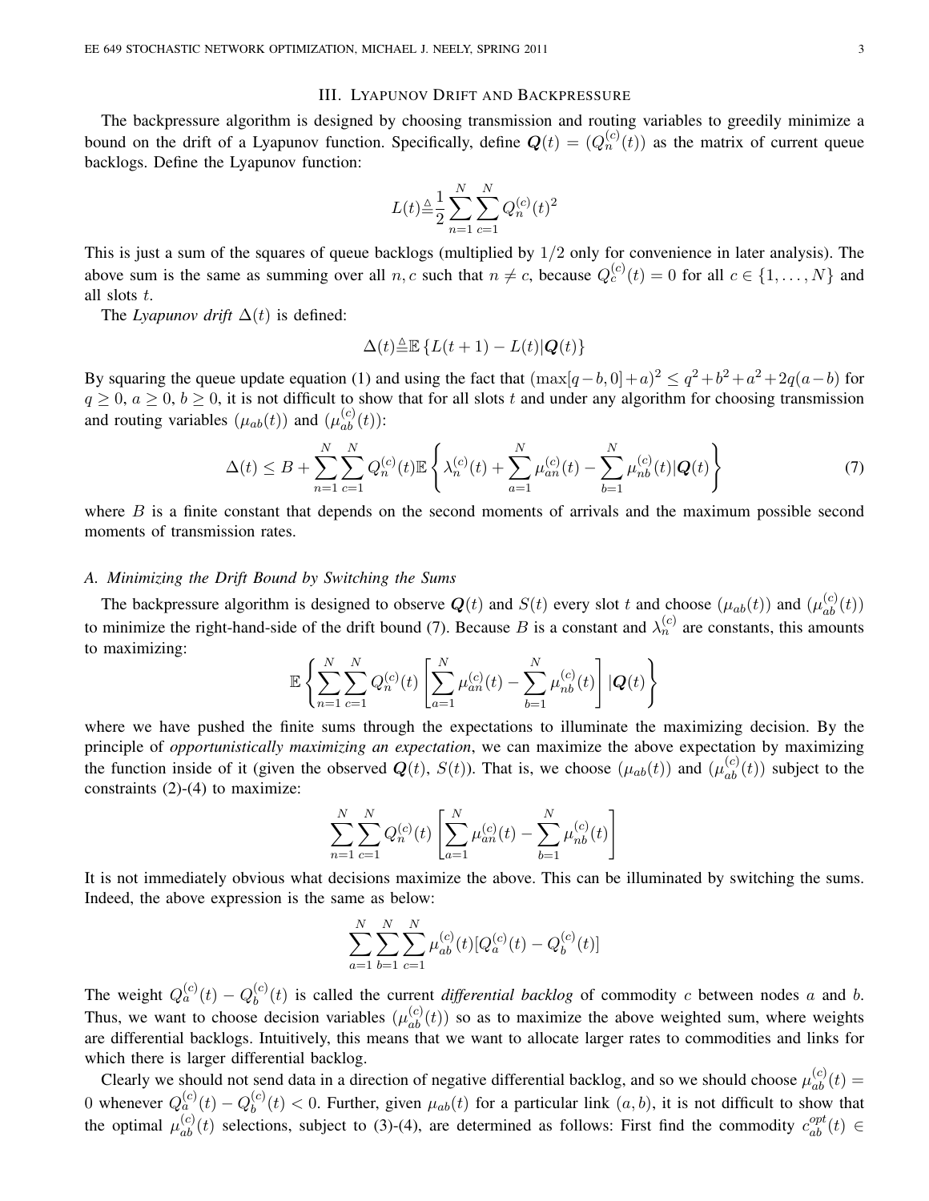## III. Lyapunov Drift and Backpressure

The backpressure algorithm is designed by choosing transmission and routing variables to greedily minimize a bound on the drift of a Lyapunov function. Specifically, define $\boldsymbol{Q}(t) = (Q_n^{(c)}(t))$ as the matrix of current queue backlogs. Define the Lyapunov function:

$$L(t) \triangleq \frac{1}{2}\sum_{n=1}^{N}\sum_{c=1}^{N} Q_n^{(c)}(t)^2$$

This is just a sum of the squares of queue backlogs (multiplied by $1/2$ only for convenience in later analysis). The above sum is the same as summing over all $n, c$ such that $n \neq c$, because $Q_c^{(c)}(t) = 0$ for all $c \in \{1, \ldots, N\}$ and all slots $t$.

The *Lyapunov drift* $\Delta(t)$ is defined:

$$\Delta(t) \triangleq \mathbb{E}\left\{L(t+1) - L(t) | \boldsymbol{Q}(t)\right\}$$

By squaring the queue update equation (1) and using the fact that $(\max[q-b, 0] + a)^2 \leq q^2 + b^2 + a^2 + 2q(a-b)$ for $q \geq 0$, $a \geq 0$, $b \geq 0$, it is not difficult to show that for all slots $t$ and under any algorithm for choosing transmission and routing variables $(\mu_{ab}(t))$ and $(\mu_{ab}^{(c)}(t))$:

$$\Delta(t) \leq B + \sum_{n=1}^{N}\sum_{c=1}^{N} Q_n^{(c)}(t)\mathbb{E}\left\{\lambda_n^{(c)}(t) + \sum_{a=1}^{N}\mu_{an}^{(c)}(t) - \sum_{b=1}^{N}\mu_{nb}^{(c)}(t) | \boldsymbol{Q}(t)\right\} \tag{7}$$

where $B$ is a finite constant that depends on the second moments of arrivals and the maximum possible second moments of transmission rates.

### A. Minimizing the Drift Bound by Switching the Sums

The backpressure algorithm is designed to observe $\boldsymbol{Q}(t)$ and $S(t)$ every slot $t$ and choose $(\mu_{ab}(t))$ and $(\mu_{ab}^{(c)}(t))$ to minimize the right-hand-side of the drift bound (7). Because $B$ is a constant and $\lambda_n^{(c)}$ are constants, this amounts to maximizing:

$$\mathbb{E}\left\{\sum_{n=1}^{N}\sum_{c=1}^{N} Q_n^{(c)}(t)\left[\sum_{a=1}^{N}\mu_{an}^{(c)}(t) - \sum_{b=1}^{N}\mu_{nb}^{(c)}(t)\right] | \boldsymbol{Q}(t)\right\}$$

where we have pushed the finite sums through the expectations to illuminate the maximizing decision. By the principle of *opportunistically maximizing an expectation*, we can maximize the above expectation by maximizing the function inside of it (given the observed $\boldsymbol{Q}(t)$, $S(t)$). That is, we choose $(\mu_{ab}(t))$ and $(\mu_{ab}^{(c)}(t))$ subject to the constraints (2)-(4) to maximize:

$$\sum_{n=1}^{N}\sum_{c=1}^{N} Q_n^{(c)}(t)\left[\sum_{a=1}^{N}\mu_{an}^{(c)}(t) - \sum_{b=1}^{N}\mu_{nb}^{(c)}(t)\right]$$

It is not immediately obvious what decisions maximize the above. This can be illuminated by switching the sums. Indeed, the above expression is the same as below:

$$\sum_{a=1}^{N}\sum_{b=1}^{N}\sum_{c=1}^{N}\mu_{ab}^{(c)}(t)[Q_a^{(c)}(t) - Q_b^{(c)}(t)]$$

The weight $Q_a^{(c)}(t) - Q_b^{(c)}(t)$ is called the current *differential backlog* of commodity $c$ between nodes $a$ and $b$. Thus, we want to choose decision variables $(\mu_{ab}^{(c)}(t))$ so as to maximize the above weighted sum, where weights are differential backlogs. Intuitively, this means that we want to allocate larger rates to commodities and links for which there is larger differential backlog.

Clearly we should not send data in a direction of negative differential backlog, and so we should choose $\mu_{ab}^{(c)}(t) = 0$ whenever $Q_a^{(c)}(t) - Q_b^{(c)}(t) < 0$. Further, given $\mu_{ab}(t)$ for a particular link $(a, b)$, it is not difficult to show that the optimal $\mu_{ab}^{(c)}(t)$ selections, subject to (3)-(4), are determined as follows: First find the commodity $c_{ab}^{opt}(t) \in$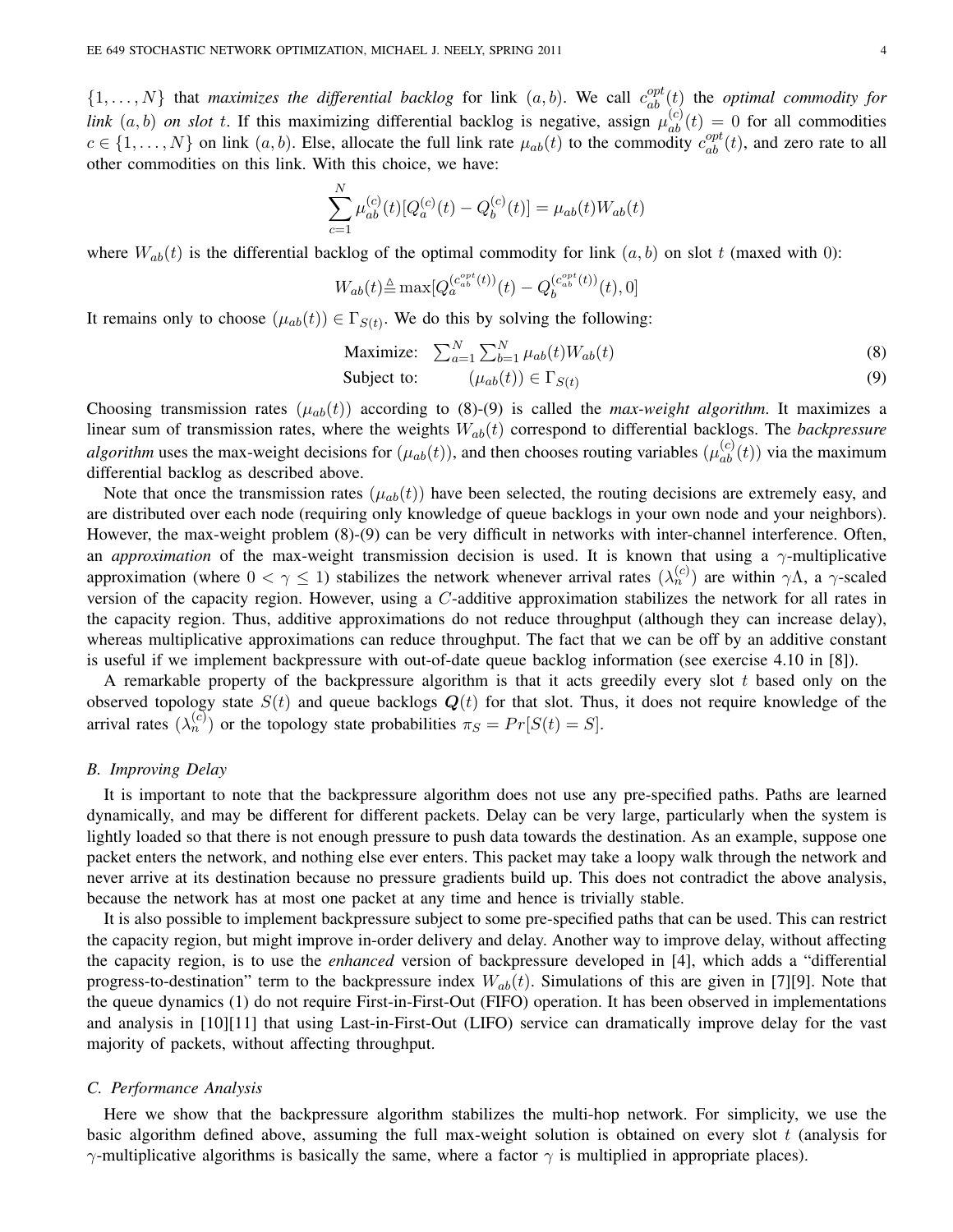$\{1, \ldots, N\}$ that *maximizes the differential backlog* for link $(a, b)$. We call $c_{ab}^{opt}(t)$ the *optimal commodity for link* $(a, b)$ *on slot* $t$. If this maximizing differential backlog is negative, assign $\mu_{ab}^{(c)}(t) = 0$ for all commodities $c \in \{1, \ldots, N\}$ on link $(a, b)$. Else, allocate the full link rate $\mu_{ab}(t)$ to the commodity $c_{ab}^{opt}(t)$, and zero rate to all other commodities on this link. With this choice, we have:

$$\sum_{c=1}^{N} \mu_{ab}^{(c)}(t)[Q_a^{(c)}(t) - Q_b^{(c)}(t)] = \mu_{ab}(t)W_{ab}(t)$$

where $W_{ab}(t)$ is the differential backlog of the optimal commodity for link $(a, b)$ on slot $t$ (maxed with 0):

$$W_{ab}(t) \triangleq \max[Q_a^{(c_{ab}^{opt}(t))}(t) - Q_b^{(c_{ab}^{opt}(t))}(t), 0]$$

It remains only to choose $(\mu_{ab}(t)) \in \Gamma_{S(t)}$. We do this by solving the following:

$$\text{Maximize:} \quad \sum_{a=1}^{N} \sum_{b=1}^{N} \mu_{ab}(t)W_{ab}(t) \tag{8}$$

$$\text{Subject to:} \quad (\mu_{ab}(t)) \in \Gamma_{S(t)} \tag{9}$$

Choosing transmission rates $(\mu_{ab}(t))$ according to (8)-(9) is called the *max-weight algorithm*. It maximizes a linear sum of transmission rates, where the weights $W_{ab}(t)$ correspond to differential backlogs. The *backpressure algorithm* uses the max-weight decisions for $(\mu_{ab}(t))$, and then chooses routing variables $(\mu_{ab}^{(c)}(t))$ via the maximum differential backlog as described above.

Note that once the transmission rates $(\mu_{ab}(t))$ have been selected, the routing decisions are extremely easy, and are distributed over each node (requiring only knowledge of queue backlogs in your own node and your neighbors). However, the max-weight problem (8)-(9) can be very difficult in networks with inter-channel interference. Often, an *approximation* of the max-weight transmission decision is used. It is known that using a $\gamma$-multiplicative approximation (where $0 < \gamma \leq 1$) stabilizes the network whenever arrival rates $(\lambda_n^{(c)})$ are within $\gamma\Lambda$, a $\gamma$-scaled version of the capacity region. However, using a $C$-additive approximation stabilizes the network for all rates in the capacity region. Thus, additive approximations do not reduce throughput (although they can increase delay), whereas multiplicative approximations can reduce throughput. The fact that we can be off by an additive constant is useful if we implement backpressure with out-of-date queue backlog information (see exercise 4.10 in [8]).

A remarkable property of the backpressure algorithm is that it acts greedily every slot $t$ based only on the observed topology state $S(t)$ and queue backlogs $\boldsymbol{Q}(t)$ for that slot. Thus, it does not require knowledge of the arrival rates $(\lambda_n^{(c)})$ or the topology state probabilities $\pi_S = Pr[S(t) = S]$.

### B. Improving Delay

It is important to note that the backpressure algorithm does not use any pre-specified paths. Paths are learned dynamically, and may be different for different packets. Delay can be very large, particularly when the system is lightly loaded so that there is not enough pressure to push data towards the destination. As an example, suppose one packet enters the network, and nothing else ever enters. This packet may take a loopy walk through the network and never arrive at its destination because no pressure gradients build up. This does not contradict the above analysis, because the network has at most one packet at any time and hence is trivially stable.

It is also possible to implement backpressure subject to some pre-specified paths that can be used. This can restrict the capacity region, but might improve in-order delivery and delay. Another way to improve delay, without affecting the capacity region, is to use the *enhanced* version of backpressure developed in [4], which adds a "differential progress-to-destination" term to the backpressure index $W_{ab}(t)$. Simulations of this are given in [7][9]. Note that the queue dynamics (1) do not require First-in-First-Out (FIFO) operation. It has been observed in implementations and analysis in [10][11] that using Last-in-First-Out (LIFO) service can dramatically improve delay for the vast majority of packets, without affecting throughput.

### C. Performance Analysis

Here we show that the backpressure algorithm stabilizes the multi-hop network. For simplicity, we use the basic algorithm defined above, assuming the full max-weight solution is obtained on every slot $t$ (analysis for $\gamma$-multiplicative algorithms is basically the same, where a factor $\gamma$ is multiplied in appropriate places).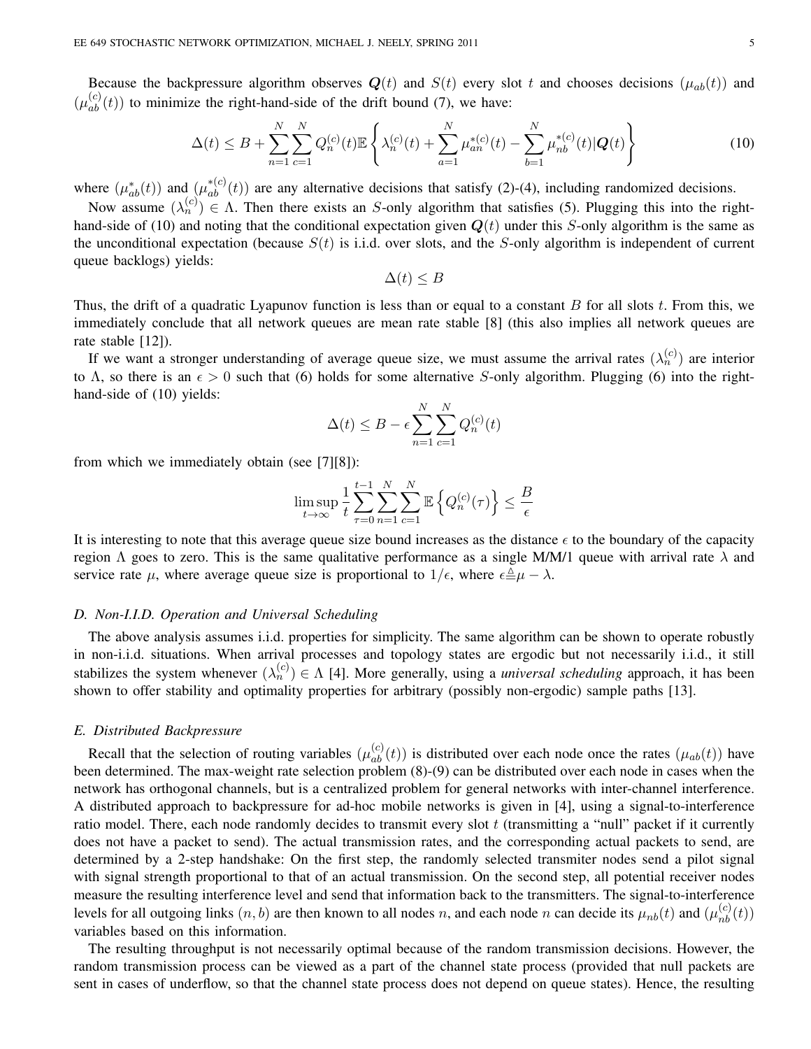Because the backpressure algorithm observes $\boldsymbol{Q}(t)$ and $S(t)$ every slot $t$ and chooses decisions $(\mu_{ab}(t))$ and $(\mu_{ab}^{(c)}(t))$ to minimize the right-hand-side of the drift bound (7), we have:

$$\Delta(t) \leq B + \sum_{n=1}^{N}\sum_{c=1}^{N} Q_n^{(c)}(t)\mathbb{E}\left\{\lambda_n^{(c)}(t) + \sum_{a=1}^{N}\mu_{an}^{*(c)}(t) - \sum_{b=1}^{N}\mu_{nb}^{*(c)}(t)|\boldsymbol{Q}(t)\right\} \tag{10}$$

where $(\mu_{ab}^*(t))$ and $(\mu_{ab}^{*(c)}(t))$ are any alternative decisions that satisfy (2)-(4), including randomized decisions.

Now assume $(\lambda_n^{(c)}) \in \Lambda$. Then there exists an $S$-only algorithm that satisfies (5). Plugging this into the right-hand-side of (10) and noting that the conditional expectation given $\boldsymbol{Q}(t)$ under this $S$-only algorithm is the same as the unconditional expectation (because $S(t)$ is i.i.d. over slots, and the $S$-only algorithm is independent of current queue backlogs) yields:

$$\Delta(t) \leq B$$

Thus, the drift of a quadratic Lyapunov function is less than or equal to a constant $B$ for all slots $t$. From this, we immediately conclude that all network queues are mean rate stable [8] (this also implies all network queues are rate stable [12]).

If we want a stronger understanding of average queue size, we must assume the arrival rates $(\lambda_n^{(c)})$ are interior to $\Lambda$, so there is an $\epsilon > 0$ such that (6) holds for some alternative $S$-only algorithm. Plugging (6) into the right-hand-side of (10) yields:

$$\Delta(t) \leq B - \epsilon\sum_{n=1}^{N}\sum_{c=1}^{N} Q_n^{(c)}(t)$$

from which we immediately obtain (see [7][8]):

$$\limsup_{t\to\infty}\frac{1}{t}\sum_{\tau=0}^{t-1}\sum_{n=1}^{N}\sum_{c=1}^{N}\mathbb{E}\left\{Q_n^{(c)}(\tau)\right\} \leq \frac{B}{\epsilon}$$

It is interesting to note that this average queue size bound increases as the distance $\epsilon$ to the boundary of the capacity region $\Lambda$ goes to zero. This is the same qualitative performance as a single M/M/1 queue with arrival rate $\lambda$ and service rate $\mu$, where average queue size is proportional to $1/\epsilon$, where $\epsilon \triangleq \mu - \lambda$.

### *D. Non-I.I.D. Operation and Universal Scheduling*

The above analysis assumes i.i.d. properties for simplicity. The same algorithm can be shown to operate robustly in non-i.i.d. situations. When arrival processes and topology states are ergodic but not necessarily i.i.d., it still stabilizes the system whenever $(\lambda_n^{(c)}) \in \Lambda$ [4]. More generally, using a *universal scheduling* approach, it has been shown to offer stability and optimality properties for arbitrary (possibly non-ergodic) sample paths [13].

### *E. Distributed Backpressure*

Recall that the selection of routing variables $(\mu_{ab}^{(c)}(t))$ is distributed over each node once the rates $(\mu_{ab}(t))$ have been determined. The max-weight rate selection problem (8)-(9) can be distributed over each node in cases when the network has orthogonal channels, but is a centralized problem for general networks with inter-channel interference. A distributed approach to backpressure for ad-hoc mobile networks is given in [4], using a signal-to-interference ratio model. There, each node randomly decides to transmit every slot $t$ (transmitting a "null" packet if it currently does not have a packet to send). The actual transmission rates, and the corresponding actual packets to send, are determined by a 2-step handshake: On the first step, the randomly selected transmiter nodes send a pilot signal with signal strength proportional to that of an actual transmission. On the second step, all potential receiver nodes measure the resulting interference level and send that information back to the transmitters. The signal-to-interference levels for all outgoing links $(n, b)$ are then known to all nodes $n$, and each node $n$ can decide its $\mu_{nb}(t)$ and $(\mu_{nb}^{(c)}(t))$ variables based on this information.

The resulting throughput is not necessarily optimal because of the random transmission decisions. However, the random transmission process can be viewed as a part of the channel state process (provided that null packets are sent in cases of underflow, so that the channel state process does not depend on queue states). Hence, the resulting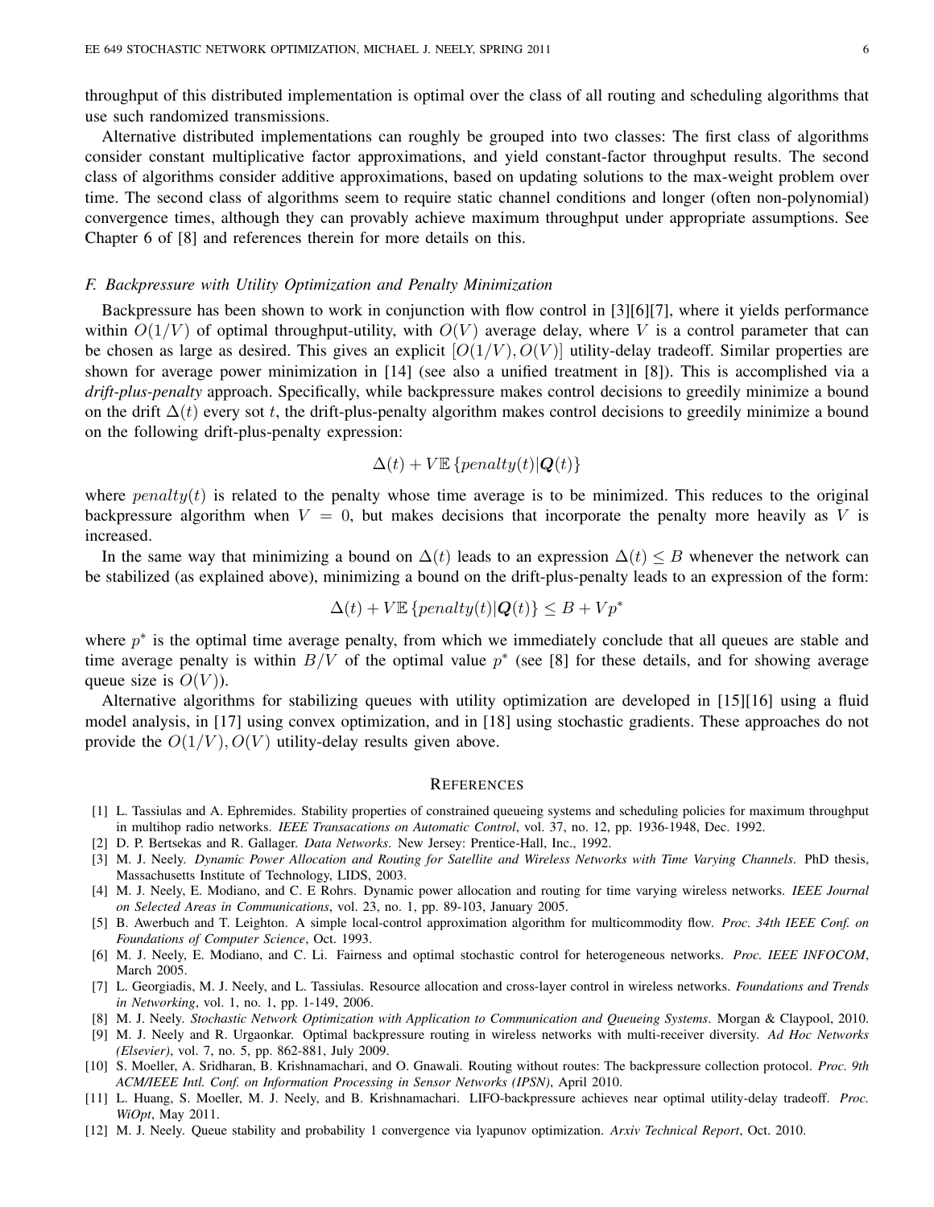throughput of this distributed implementation is optimal over the class of all routing and scheduling algorithms that use such randomized transmissions.

Alternative distributed implementations can roughly be grouped into two classes: The first class of algorithms consider constant multiplicative factor approximations, and yield constant-factor throughput results. The second class of algorithms consider additive approximations, based on updating solutions to the max-weight problem over time. The second class of algorithms seem to require static channel conditions and longer (often non-polynomial) convergence times, although they can provably achieve maximum throughput under appropriate assumptions. See Chapter 6 of [8] and references therein for more details on this.

### *F. Backpressure with Utility Optimization and Penalty Minimization*

Backpressure has been shown to work in conjunction with flow control in [3][6][7], where it yields performance within $O(1/V)$ of optimal throughput-utility, with $O(V)$ average delay, where $V$ is a control parameter that can be chosen as large as desired. This gives an explicit $[O(1/V), O(V)]$ utility-delay tradeoff. Similar properties are shown for average power minimization in [14] (see also a unified treatment in [8]). This is accomplished via a ***drift-plus-penalty*** approach. Specifically, while backpressure makes control decisions to greedily minimize a bound on the drift $\Delta(t)$ every sot $t$, the drift-plus-penalty algorithm makes control decisions to greedily minimize a bound on the following drift-plus-penalty expression:

$$\Delta(t) + V\mathbb{E}\left\{penalty(t)|\boldsymbol{Q}(t)\right\}$$

where $penalty(t)$ is related to the penalty whose time average is to be minimized. This reduces to the original backpressure algorithm when $V = 0$, but makes decisions that incorporate the penalty more heavily as $V$ is increased.

In the same way that minimizing a bound on $\Delta(t)$ leads to an expression $\Delta(t) \leq B$ whenever the network can be stabilized (as explained above), minimizing a bound on the drift-plus-penalty leads to an expression of the form:

$$\Delta(t) + V\mathbb{E}\left\{penalty(t)|\boldsymbol{Q}(t)\right\} \leq B + Vp^*$$

where $p^*$ is the optimal time average penalty, from which we immediately conclude that all queues are stable and time average penalty is within $B/V$ of the optimal value $p^*$ (see [8] for these details, and for showing average queue size is $O(V)$).

Alternative algorithms for stabilizing queues with utility optimization are developed in [15][16] using a fluid model analysis, in [17] using convex optimization, and in [18] using stochastic gradients. These approaches do not provide the $O(1/V), O(V)$ utility-delay results given above.

## REFERENCES

[1] L. Tassiulas and A. Ephremides. Stability properties of constrained queueing systems and scheduling policies for maximum throughput in multihop radio networks. *IEEE Transacations on Automatic Control*, vol. 37, no. 12, pp. 1936-1948, Dec. 1992.

[2] D. P. Bertsekas and R. Gallager. *Data Networks*. New Jersey: Prentice-Hall, Inc., 1992.

[3] M. J. Neely. *Dynamic Power Allocation and Routing for Satellite and Wireless Networks with Time Varying Channels*. PhD thesis, Massachusetts Institute of Technology, LIDS, 2003.

[4] M. J. Neely, E. Modiano, and C. E Rohrs. Dynamic power allocation and routing for time varying wireless networks. *IEEE Journal on Selected Areas in Communications*, vol. 23, no. 1, pp. 89-103, January 2005.

[5] B. Awerbuch and T. Leighton. A simple local-control approximation algorithm for multicommodity flow. *Proc. 34th IEEE Conf. on Foundations of Computer Science*, Oct. 1993.

[6] M. J. Neely, E. Modiano, and C. Li. Fairness and optimal stochastic control for heterogeneous networks. *Proc. IEEE INFOCOM*, March 2005.

[7] L. Georgiadis, M. J. Neely, and L. Tassiulas. Resource allocation and cross-layer control in wireless networks. *Foundations and Trends in Networking*, vol. 1, no. 1, pp. 1-149, 2006.

[8] M. J. Neely. *Stochastic Network Optimization with Application to Communication and Queueing Systems*. Morgan & Claypool, 2010.

[9] M. J. Neely and R. Urgaonkar. Optimal backpressure routing in wireless networks with multi-receiver diversity. *Ad Hoc Networks (Elsevier)*, vol. 7, no. 5, pp. 862-881, July 2009.

[10] S. Moeller, A. Sridharan, B. Krishnamachari, and O. Gnawali. Routing without routes: The backpressure collection protocol. *Proc. 9th ACM/IEEE Intl. Conf. on Information Processing in Sensor Networks (IPSN)*, April 2010.

[11] L. Huang, S. Moeller, M. J. Neely, and B. Krishnamachari. LIFO-backpressure achieves near optimal utility-delay tradeoff. *Proc. WiOpt*, May 2011.

[12] M. J. Neely. Queue stability and probability 1 convergence via lyapunov optimization. *Arxiv Technical Report*, Oct. 2010.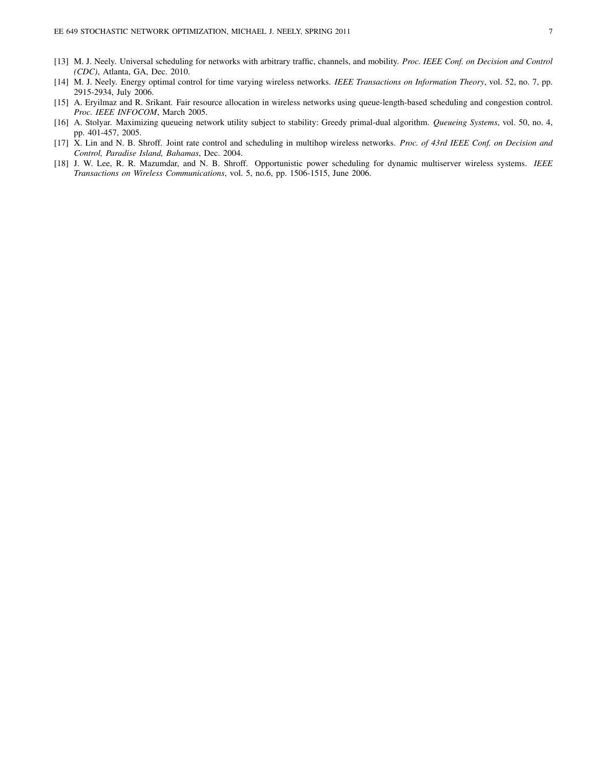[13] M. J. Neely. Universal scheduling for networks with arbitrary traffic, channels, and mobility. *Proc. IEEE Conf. on Decision and Control (CDC)*, Atlanta, GA, Dec. 2010.

[14] M. J. Neely. Energy optimal control for time varying wireless networks. *IEEE Transactions on Information Theory*, vol. 52, no. 7, pp. 2915-2934, July 2006.

[15] A. Eryilmaz and R. Srikant. Fair resource allocation in wireless networks using queue-length-based scheduling and congestion control. *Proc. IEEE INFOCOM*, March 2005.

[16] A. Stolyar. Maximizing queueing network utility subject to stability: Greedy primal-dual algorithm. *Queueing Systems*, vol. 50, no. 4, pp. 401-457, 2005.

[17] X. Lin and N. B. Shroff. Joint rate control and scheduling in multihop wireless networks. *Proc. of 43rd IEEE Conf. on Decision and Control, Paradise Island, Bahamas*, Dec. 2004.

[18] J. W. Lee, R. R. Mazumdar, and N. B. Shroff. Opportunistic power scheduling for dynamic multiserver wireless systems. *IEEE Transactions on Wireless Communications*, vol. 5, no.6, pp. 1506-1515, June 2006.